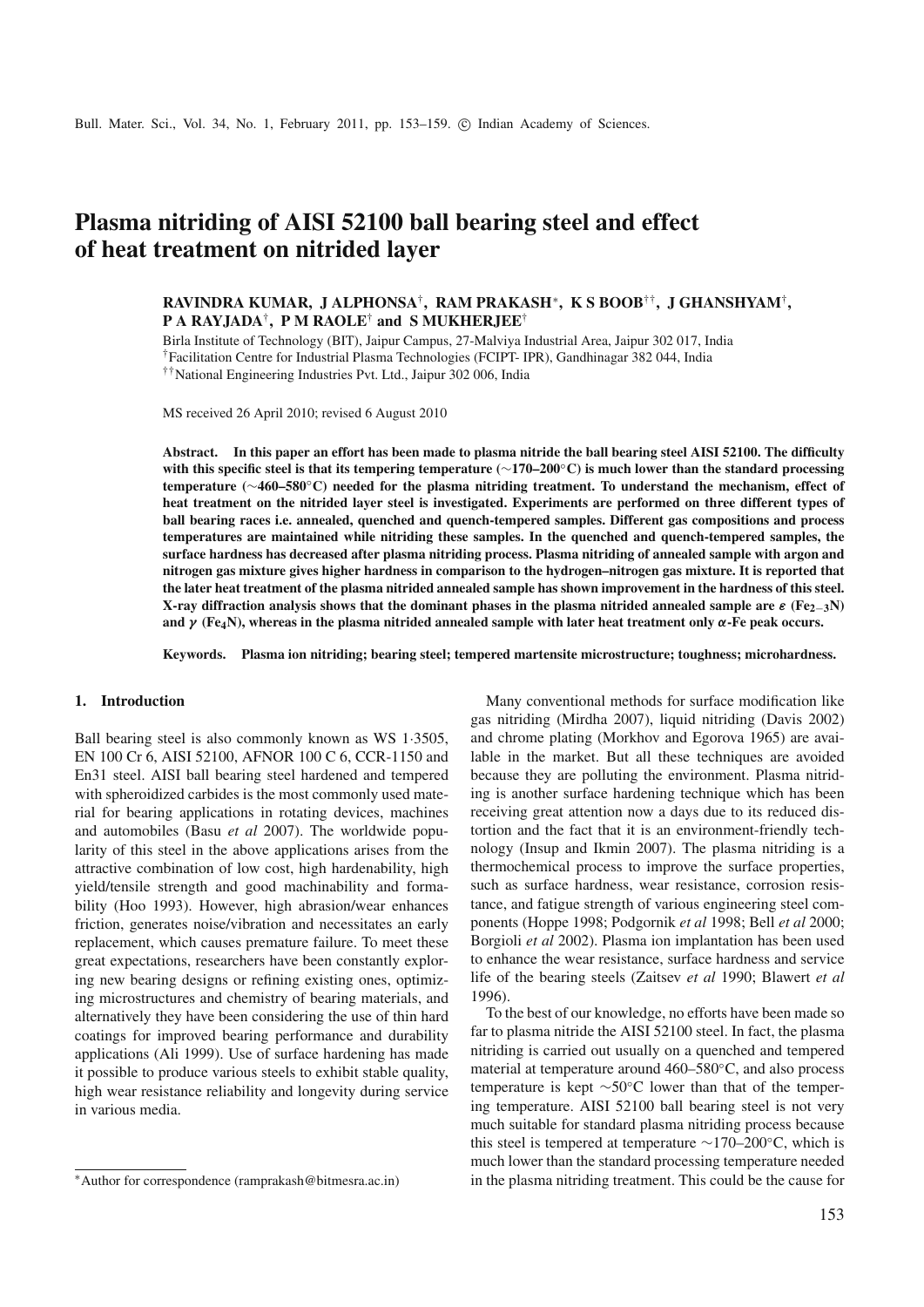# Plasma nitriding of AISI 52100 ball bearing steel and effect of heat treatment on nitrided layer

**RAVINDRA KUMAR, J ALPHONSA[†], RAM PRAKASH[*], K S BOOB[††], J GHANSHYAM[†], P A RAYJADA[†], P M RAOLE[†] and S MUKHERJEE[†]**

Birla Institute of Technology (BIT), Jaipur Campus, 27-Malviya Industrial Area, Jaipur 302 017, India
[†]Facilitation Centre for Industrial Plasma Technologies (FCIPT- IPR), Gandhinagar 382 044, India
[††]National Engineering Industries Pvt. Ltd., Jaipur 302 006, India

MS received 26 April 2010; revised 6 August 2010

**Abstract. In this paper an effort has been made to plasma nitride the ball bearing steel AISI 52100. The difficulty with this specific steel is that its tempering temperature (∼170–200°C) is much lower than the standard processing temperature (∼460–580°C) needed for the plasma nitriding treatment. To understand the mechanism, effect of heat treatment on the nitrided layer steel is investigated. Experiments are performed on three different types of ball bearing races i.e. annealed, quenched and quench-tempered samples. Different gas compositions and process temperatures are maintained while nitriding these samples. In the quenched and quench-tempered samples, the surface hardness has decreased after plasma nitriding process. Plasma nitriding of annealed sample with argon and nitrogen gas mixture gives higher hardness in comparison to the hydrogen–nitrogen gas mixture. It is reported that the later heat treatment of the plasma nitrided annealed sample has shown improvement in the hardness of this steel. X-ray diffraction analysis shows that the dominant phases in the plasma nitrided annealed sample are $\varepsilon$ ($Fe_{2-3}N$) and $\gamma$ ($Fe_4N$), whereas in the plasma nitrided annealed sample with later heat treatment only $\alpha$-Fe peak occurs.**

**Keywords. Plasma ion nitriding; bearing steel; tempered martensite microstructure; toughness; microhardness.**

## 1. Introduction

Ball bearing steel is also commonly known as WS 1·3505, EN 100 Cr 6, AISI 52100, AFNOR 100 C 6, CCR-1150 and En31 steel. AISI ball bearing steel hardened and tempered with spheroidized carbides is the most commonly used material for bearing applications in rotating devices, machines and automobiles (Basu *et al* 2007). The worldwide popularity of this steel in the above applications arises from the attractive combination of low cost, high hardenability, high yield/tensile strength and good machinability and formability (Hoo 1993). However, high abrasion/wear enhances friction, generates noise/vibration and necessitates an early replacement, which causes premature failure. To meet these great expectations, researchers have been constantly exploring new bearing designs or refining existing ones, optimizing microstructures and chemistry of bearing materials, and alternatively they have been considering the use of thin hard coatings for improved bearing performance and durability applications (Ali 1999). Use of surface hardening has made it possible to produce various steels to exhibit stable quality, high wear resistance reliability and longevity during service in various media.

Many conventional methods for surface modification like gas nitriding (Mirdha 2007), liquid nitriding (Davis 2002) and chrome plating (Morkhov and Egorova 1965) are available in the market. But all these techniques are avoided because they are polluting the environment. Plasma nitriding is another surface hardening technique which has been receiving great attention now a days due to its reduced distortion and the fact that it is an environment-friendly technology (Insup and Ikmin 2007). The plasma nitriding is a thermochemical process to improve the surface properties, such as surface hardness, wear resistance, corrosion resistance, and fatigue strength of various engineering steel components (Hoppe 1998; Podgornik *et al* 1998; Bell *et al* 2000; Borgioli *et al* 2002). Plasma ion implantation has been used to enhance the wear resistance, surface hardness and service life of the bearing steels (Zaitsev *et al* 1990; Blawert *et al* 1996).

To the best of our knowledge, no efforts have been made so far to plasma nitride the AISI 52100 steel. In fact, the plasma nitriding is carried out usually on a quenched and tempered material at temperature around 460–580°C, and also process temperature is kept ∼50°C lower than that of the tempering temperature. AISI 52100 ball bearing steel is not very much suitable for standard plasma nitriding process because this steel is tempered at temperature ∼170–200°C, which is much lower than the standard processing temperature needed in the plasma nitriding treatment. This could be the cause for

[*]Author for correspondence (ramprakash@bitmesra.ac.in)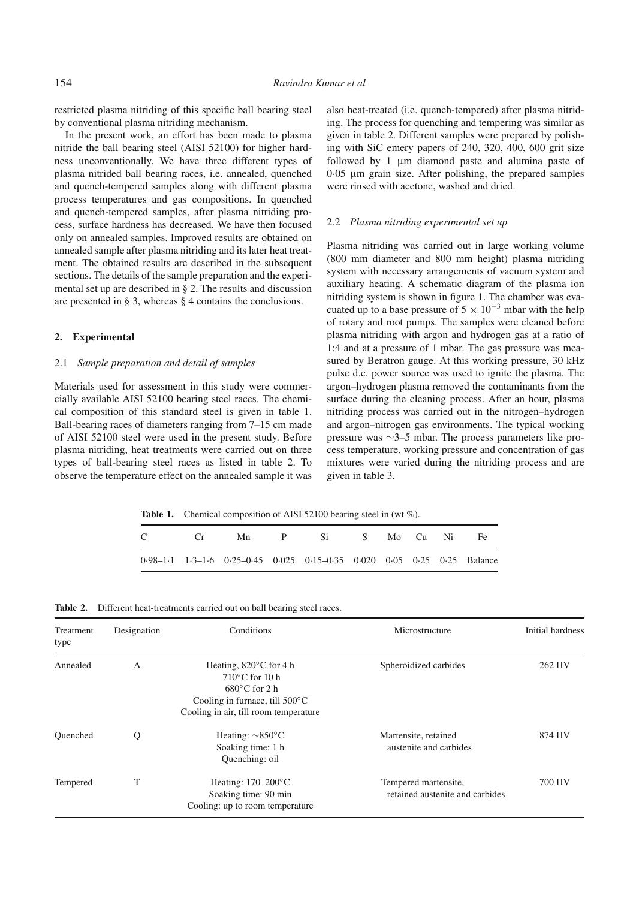restricted plasma nitriding of this specific ball bearing steel by conventional plasma nitriding mechanism.

In the present work, an effort has been made to plasma nitride the ball bearing steel (AISI 52100) for higher hardness unconventionally. We have three different types of plasma nitrided ball bearing races, i.e. annealed, quenched and quench-tempered samples along with different plasma process temperatures and gas compositions. In quenched and quench-tempered samples, after plasma nitriding process, surface hardness has decreased. We have then focused only on annealed samples. Improved results are obtained on annealed sample after plasma nitriding and its later heat treatment. The obtained results are described in the subsequent sections. The details of the sample preparation and the experimental set up are described in § 2. The results and discussion are presented in § 3, whereas § 4 contains the conclusions.

## 2. Experimental

### 2.1 *Sample preparation and detail of samples*

Materials used for assessment in this study were commercially available AISI 52100 bearing steel races. The chemical composition of this standard steel is given in table 1. Ball-bearing races of diameters ranging from 7–15 cm made of AISI 52100 steel were used in the present study. Before plasma nitriding, heat treatments were carried out on three types of ball-bearing steel races as listed in table 2. To observe the temperature effect on the annealed sample it was also heat-treated (i.e. quench-tempered) after plasma nitriding. The process for quenching and tempering was similar as given in table 2. Different samples were prepared by polishing with SiC emery papers of 240, 320, 400, 600 grit size followed by 1 μm diamond paste and alumina paste of 0·05 μm grain size. After polishing, the prepared samples were rinsed with acetone, washed and dried.

### 2.2 *Plasma nitriding experimental set up*

Plasma nitriding was carried out in large working volume (800 mm diameter and 800 mm height) plasma nitriding system with necessary arrangements of vacuum system and auxiliary heating. A schematic diagram of the plasma ion nitriding system is shown in figure 1. The chamber was evacuated up to a base pressure of $5 \times 10^{-3}$ mbar with the help of rotary and root pumps. The samples were cleaned before plasma nitriding with argon and hydrogen gas at a ratio of 1:4 and at a pressure of 1 mbar. The gas pressure was measured by Beratron gauge. At this working pressure, 30 kHz pulse d.c. power source was used to ignite the plasma. The argon–hydrogen plasma removed the contaminants from the surface during the cleaning process. After an hour, plasma nitriding process was carried out in the nitrogen–hydrogen and argon–nitrogen gas environments. The typical working pressure was ∼3–5 mbar. The process parameters like process temperature, working pressure and concentration of gas mixtures were varied during the nitriding process and are given in table 3.

**Table 1.** Chemical composition of AISI 52100 bearing steel in (wt %).

| C | Cr | Mn | P | Si | S | Mo | Cu | Ni | Fe |
|---|---|---|---|---|---|---|---|---|---|
| 0·98–1·1 | 1·3–1·6 | 0·25–0·45 | 0·025 | 0·15–0·35 | 0·020 | 0·05 | 0·25 | 0·25 | Balance |

**Table 2.** Different heat-treatments carried out on ball bearing steel races.

| Treatment type | Designation | Conditions | Microstructure | Initial hardness |
|---|---|---|---|---|
| Annealed | A | Heating, 820°C for 4 h<br>710°C for 10 h<br>680°C for 2 h<br>Cooling in furnace, till 500°C<br>Cooling in air, till room temperature | Spheroidized carbides | 262 HV |
| Quenched | Q | Heating: ∼850°C<br>Soaking time: 1 h<br>Quenching: oil | Martensite, retained austenite and carbides | 874 HV |
| Tempered | T | Heating: 170–200°C<br>Soaking time: 90 min<br>Cooling: up to room temperature | Tempered martensite, retained austenite and carbides | 700 HV |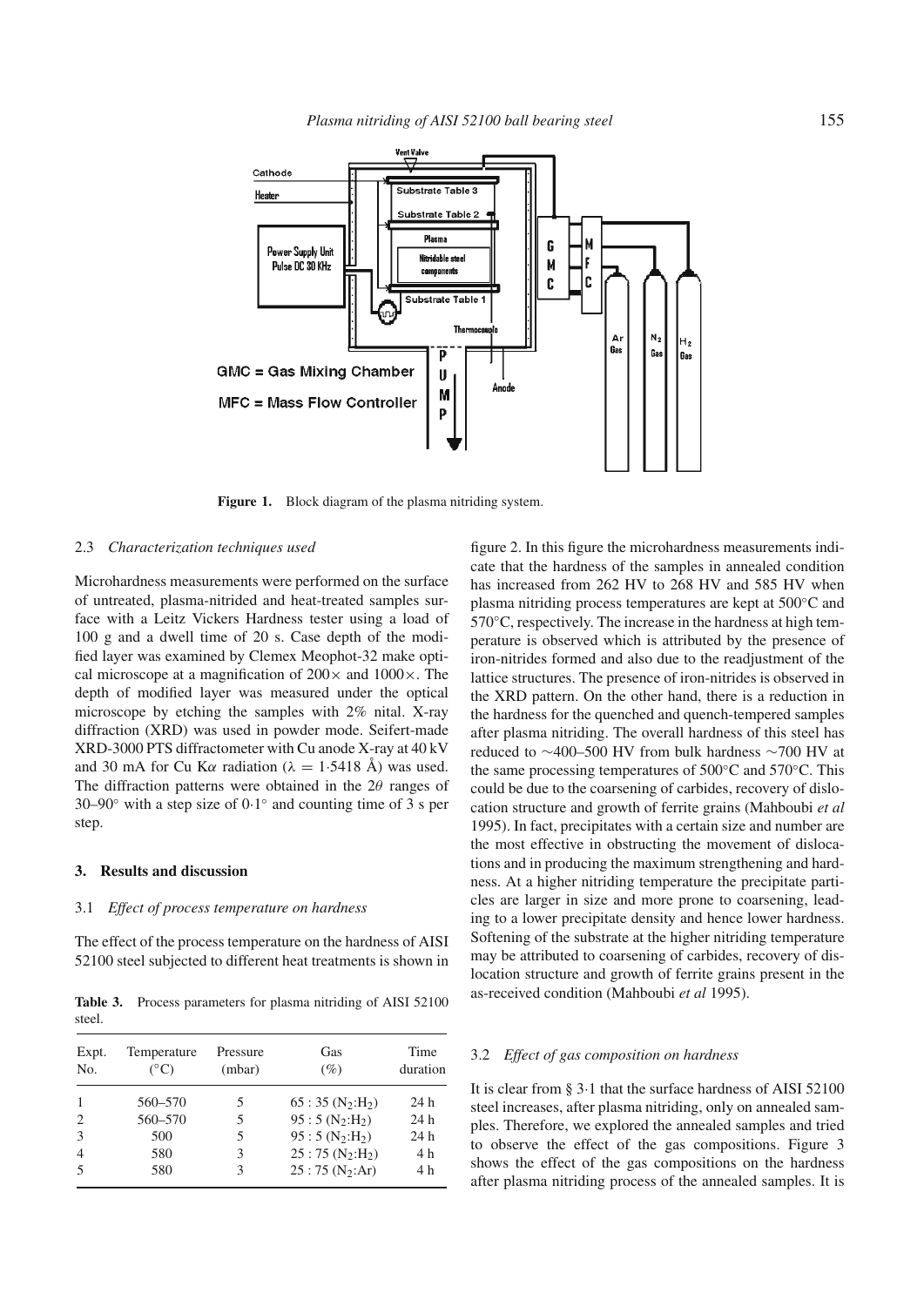Figure 1. Block diagram of the plasma nitriding system.

### 2.3 *Characterization techniques used*

Microhardness measurements were performed on the surface of untreated, plasma-nitrided and heat-treated samples surface with a Leitz Vickers Hardness tester using a load of 100 g and a dwell time of 20 s. Case depth of the modified layer was examined by Clemex Meophot-32 make optical microscope at a magnification of 200× and 1000×. The depth of modified layer was measured under the optical microscope by etching the samples with 2% nital. X-ray diffraction (XRD) was used in powder mode. Seifert-made XRD-3000 PTS diffractometer with Cu anode X-ray at 40 kV and 30 mA for Cu K$\alpha$ radiation ($\lambda = 1{\cdot}5418$ Å) was used. The diffraction patterns were obtained in the 2$\theta$ ranges of 30–90° with a step size of 0·1° and counting time of 3 s per step.

## 3. Results and discussion

### 3.1 *Effect of process temperature on hardness*

The effect of the process temperature on the hardness of AISI 52100 steel subjected to different heat treatments is shown in figure 2. In this figure the microhardness measurements indicate that the hardness of the samples in annealed condition has increased from 262 HV to 268 HV and 585 HV when plasma nitriding process temperatures are kept at 500°C and 570°C, respectively. The increase in the hardness at high temperature is observed which is attributed by the presence of iron-nitrides formed and also due to the readjustment of the lattice structures. The presence of iron-nitrides is observed in the XRD pattern. On the other hand, there is a reduction in the hardness for the quenched and quench-tempered samples after plasma nitriding. The overall hardness of this steel has reduced to ~400–500 HV from bulk hardness ~700 HV at the same processing temperatures of 500°C and 570°C. This could be due to the coarsening of carbides, recovery of dislocation structure and growth of ferrite grains (Mahboubi *et al* 1995). In fact, precipitates with a certain size and number are the most effective in obstructing the movement of dislocations and in producing the maximum strengthening and hardness. At a higher nitriding temperature the precipitate particles are larger in size and more prone to coarsening, leading to a lower precipitate density and hence lower hardness. Softening of the substrate at the higher nitriding temperature may be attributed to coarsening of carbides, recovery of dislocation structure and growth of ferrite grains present in the as-received condition (Mahboubi *et al* 1995).

**Table 3.** Process parameters for plasma nitriding of AISI 52100 steel.

| Expt. No. | Temperature (°C) | Pressure (mbar) | Gas (%) | Time duration |
|---|---|---|---|---|
| 1 | 560–570 | 5 | 65 : 35 ($N_2$:$H_2$) | 24 h |
| 2 | 560–570 | 5 | 95 : 5 ($N_2$:$H_2$) | 24 h |
| 3 | 500 | 5 | 95 : 5 ($N_2$:$H_2$) | 24 h |
| 4 | 580 | 3 | 25 : 75 ($N_2$:$H_2$) | 4 h |
| 5 | 580 | 3 | 25 : 75 ($N_2$:Ar) | 4 h |

### 3.2 *Effect of gas composition on hardness*

It is clear from § 3·1 that the surface hardness of AISI 52100 steel increases, after plasma nitriding, only on annealed samples. Therefore, we explored the annealed samples and tried to observe the effect of the gas compositions. Figure 3 shows the effect of the gas compositions on the hardness after plasma nitriding process of the annealed samples. It is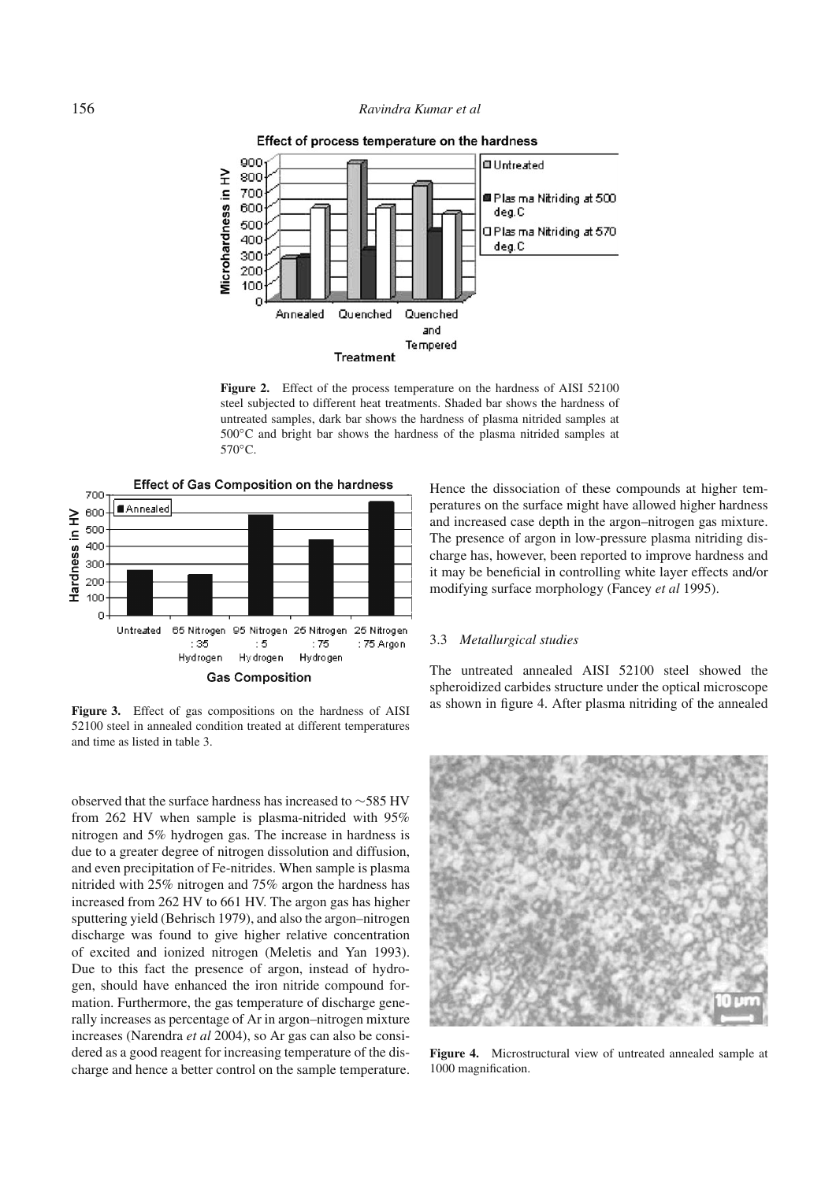**Figure 2.** Effect of the process temperature on the hardness of AISI 52100 steel subjected to different heat treatments. Shaded bar shows the hardness of untreated samples, dark bar shows the hardness of plasma nitrided samples at 500°C and bright bar shows the hardness of the plasma nitrided samples at 570°C.

**Figure 3.** Effect of gas compositions on the hardness of AISI 52100 steel in annealed condition treated at different temperatures and time as listed in table 3.

observed that the surface hardness has increased to ~585 HV from 262 HV when sample is plasma-nitrided with 95% nitrogen and 5% hydrogen gas. The increase in hardness is due to a greater degree of nitrogen dissolution and diffusion, and even precipitation of Fe-nitrides. When sample is plasma nitrided with 25% nitrogen and 75% argon the hardness has increased from 262 HV to 661 HV. The argon gas has higher sputtering yield (Behrisch 1979), and also the argon–nitrogen discharge was found to give higher relative concentration of excited and ionized nitrogen (Meletis and Yan 1993). Due to this fact the presence of argon, instead of hydrogen, should have enhanced the iron nitride compound formation. Furthermore, the gas temperature of discharge generally increases as percentage of Ar in argon–nitrogen mixture increases (Narendra *et al* 2004), so Ar gas can also be considered as a good reagent for increasing temperature of the discharge and hence a better control on the sample temperature. Hence the dissociation of these compounds at higher temperatures on the surface might have allowed higher hardness and increased case depth in the argon–nitrogen gas mixture. The presence of argon in low-pressure plasma nitriding discharge has, however, been reported to improve hardness and it may be beneficial in controlling white layer effects and/or modifying surface morphology (Fancey *et al* 1995).

### 3.3 *Metallurgical studies*

The untreated annealed AISI 52100 steel showed the spheroidized carbides structure under the optical microscope as shown in figure 4. After plasma nitriding of the annealed

**Figure 4.** Microstructural view of untreated annealed sample at 1000 magnification.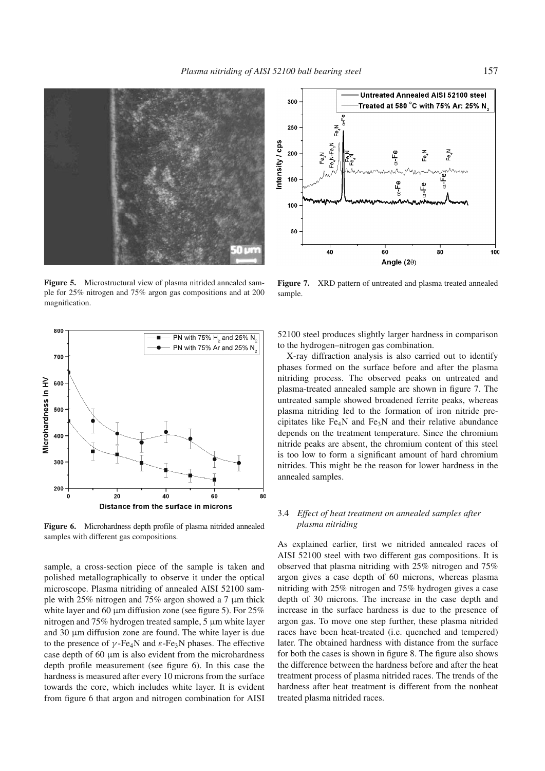**Figure 5.** Microstructural view of plasma nitrided annealed sample for 25% nitrogen and 75% argon gas compositions and at 200 magnification.

**Figure 7.** XRD pattern of untreated and plasma treated annealed sample.

**Figure 6.** Microhardness depth profile of plasma nitrided annealed samples with different gas compositions.

sample, a cross-section piece of the sample is taken and polished metallographically to observe it under the optical microscope. Plasma nitriding of annealed AISI 52100 sample with 25% nitrogen and 75% argon showed a 7 μm thick white layer and 60 μm diffusion zone (see figure 5). For 25% nitrogen and 75% hydrogen treated sample, 5 μm white layer and 30 μm diffusion zone are found. The white layer is due to the presence of $\gamma$-$Fe_4N$ and $\varepsilon$-$Fe_3N$ phases. The effective case depth of 60 μm is also evident from the microhardness depth profile measurement (see figure 6). In this case the hardness is measured after every 10 microns from the surface towards the core, which includes white layer. It is evident from figure 6 that argon and nitrogen combination for AISI 52100 steel produces slightly larger hardness in comparison to the hydrogen–nitrogen gas combination.

X-ray diffraction analysis is also carried out to identify phases formed on the surface before and after the plasma nitriding process. The observed peaks on untreated and plasma-treated annealed sample are shown in figure 7. The untreated sample showed broadened ferrite peaks, whereas plasma nitriding led to the formation of iron nitride precipitates like $Fe_4N$ and $Fe_3N$ and their relative abundance depends on the treatment temperature. Since the chromium nitride peaks are absent, the chromium content of this steel is too low to form a significant amount of hard chromium nitrides. This might be the reason for lower hardness in the annealed samples.

### 3.4 *Effect of heat treatment on annealed samples after plasma nitriding*

As explained earlier, first we nitrided annealed races of AISI 52100 steel with two different gas compositions. It is observed that plasma nitriding with 25% nitrogen and 75% argon gives a case depth of 60 microns, whereas plasma nitriding with 25% nitrogen and 75% hydrogen gives a case depth of 30 microns. The increase in the case depth and increase in the surface hardness is due to the presence of argon gas. To move one step further, these plasma nitrided races have been heat-treated (i.e. quenched and tempered) later. The obtained hardness with distance from the surface for both the cases is shown in figure 8. The figure also shows the difference between the hardness before and after the heat treatment process of plasma nitrided races. The trends of the hardness after heat treatment is different from the nonheat treated plasma nitrided races.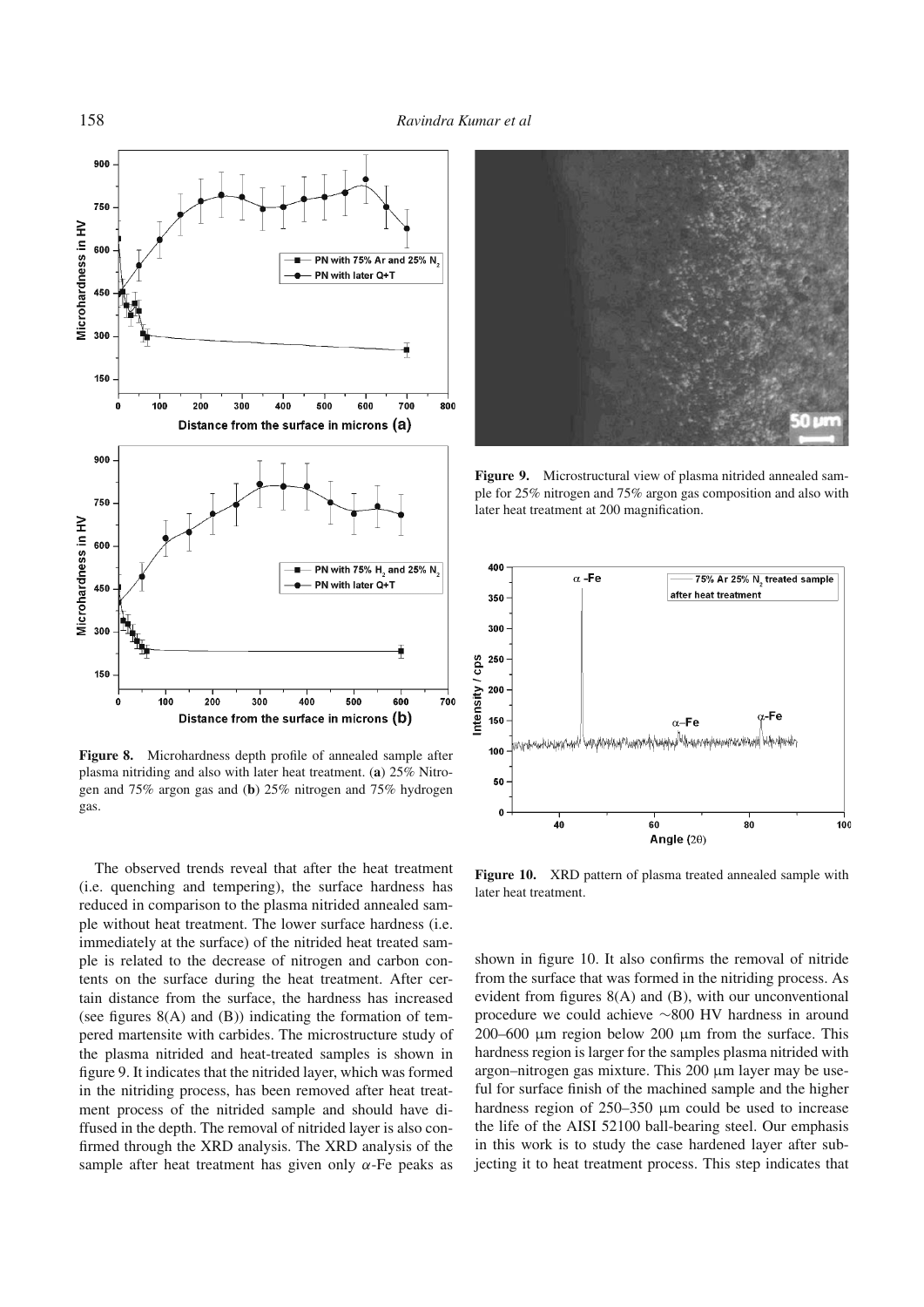**Figure 8.** Microhardness depth profile of annealed sample after plasma nitriding and also with later heat treatment. (**a**) 25% Nitrogen and 75% argon gas and (**b**) 25% nitrogen and 75% hydrogen gas.

**Figure 9.** Microstructural view of plasma nitrided annealed sample for 25% nitrogen and 75% argon gas composition and also with later heat treatment at 200 magnification.

**Figure 10.** XRD pattern of plasma treated annealed sample with later heat treatment.

The observed trends reveal that after the heat treatment (i.e. quenching and tempering), the surface hardness has reduced in comparison to the plasma nitrided annealed sample without heat treatment. The lower surface hardness (i.e. immediately at the surface) of the nitrided heat treated sample is related to the decrease of nitrogen and carbon contents on the surface during the heat treatment. After certain distance from the surface, the hardness has increased (see figures 8(A) and (B)) indicating the formation of tempered martensite with carbides. The microstructure study of the plasma nitrided and heat-treated samples is shown in figure 9. It indicates that the nitrided layer, which was formed in the nitriding process, has been removed after heat treatment process of the nitrided sample and should have diffused in the depth. The removal of nitrided layer is also confirmed through the XRD analysis. The XRD analysis of the sample after heat treatment has given only $\alpha$-Fe peaks as shown in figure 10. It also confirms the removal of nitride from the surface that was formed in the nitriding process. As evident from figures 8(A) and (B), with our unconventional procedure we could achieve ~800 HV hardness in around 200–600 μm region below 200 μm from the surface. This hardness region is larger for the samples plasma nitrided with argon–nitrogen gas mixture. This 200 μm layer may be useful for surface finish of the machined sample and the higher hardness region of 250–350 μm could be used to increase the life of the AISI 52100 ball-bearing steel. Our emphasis in this work is to study the case hardened layer after subjecting it to heat treatment process. This step indicates that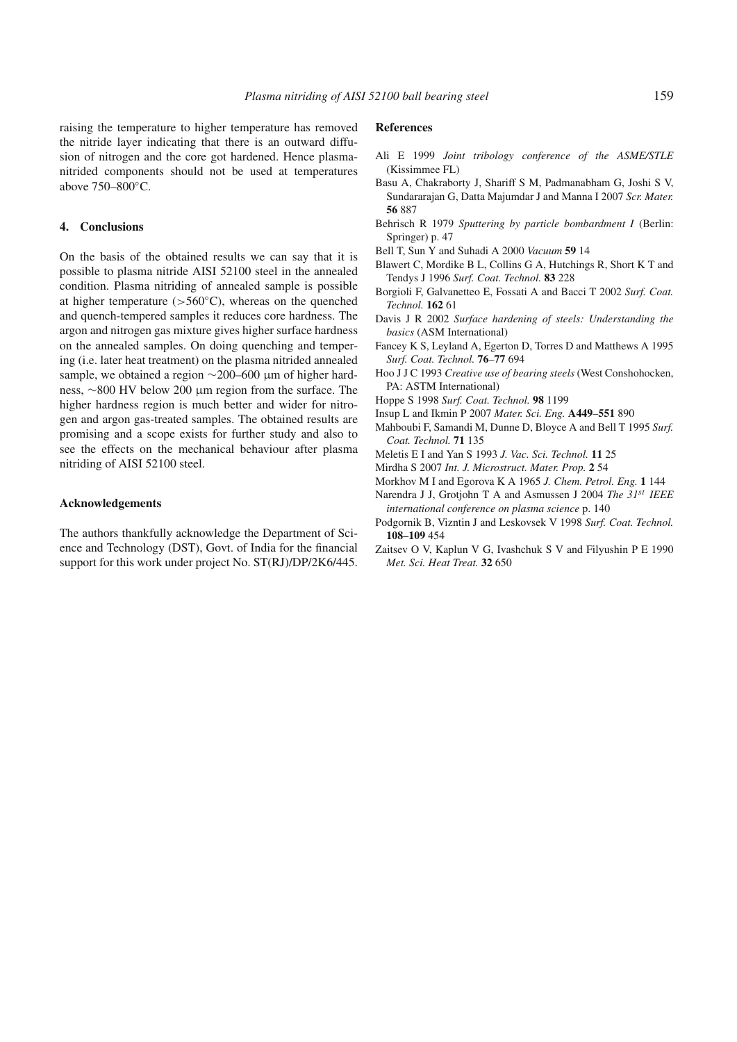raising the temperature to higher temperature has removed the nitride layer indicating that there is an outward diffusion of nitrogen and the core got hardened. Hence plasma-nitrided components should not be used at temperatures above 750–800°C.

## 4. Conclusions

On the basis of the obtained results we can say that it is possible to plasma nitride AISI 52100 steel in the annealed condition. Plasma nitriding of annealed sample is possible at higher temperature (>560°C), whereas on the quenched and quench-tempered samples it reduces core hardness. The argon and nitrogen gas mixture gives higher surface hardness on the annealed samples. On doing quenching and tempering (i.e. later heat treatment) on the plasma nitrided annealed sample, we obtained a region ∼200–600 μm of higher hardness, ∼800 HV below 200 μm region from the surface. The higher hardness region is much better and wider for nitrogen and argon gas-treated samples. The obtained results are promising and a scope exists for further study and also to see the effects on the mechanical behaviour after plasma nitriding of AISI 52100 steel.

## Acknowledgements

The authors thankfully acknowledge the Department of Science and Technology (DST), Govt. of India for the financial support for this work under project No. ST(RJ)/DP/2K6/445.

## References

Ali E 1999 *Joint tribology conference of the ASME/STLE* (Kissimmee FL)

Basu A, Chakraborty J, Shariff S M, Padmanabham G, Joshi S V, Sundararajan G, Datta Majumdar J and Manna I 2007 *Scr. Mater.* **56** 887

Behrisch R 1979 *Sputtering by particle bombardment I* (Berlin: Springer) p. 47

Bell T, Sun Y and Suhadi A 2000 *Vacuum* **59** 14

Blawert C, Mordike B L, Collins G A, Hutchings R, Short K T and Tendys J 1996 *Surf. Coat. Technol.* **83** 228

Borgioli F, Galvanetteo E, Fossati A and Bacci T 2002 *Surf. Coat. Technol.* **162** 61

Davis J R 2002 *Surface hardening of steels: Understanding the basics* (ASM International)

Fancey K S, Leyland A, Egerton D, Torres D and Matthews A 1995 *Surf. Coat. Technol.* **76–77** 694

Hoo J J C 1993 *Creative use of bearing steels* (West Conshohocken, PA: ASTM International)

Hoppe S 1998 *Surf. Coat. Technol.* **98** 1199

Insup L and Ikmin P 2007 *Mater. Sci. Eng.* **A449–551** 890

Mahboubi F, Samandi M, Dunne D, Bloyce A and Bell T 1995 *Surf. Coat. Technol.* **71** 135

Meletis E I and Yan S 1993 *J. Vac. Sci. Technol.* **11** 25

Mirdha S 2007 *Int. J. Microstruct. Mater. Prop.* **2** 54

Morkhov M I and Egorova K A 1965 *J. Chem. Petrol. Eng.* **1** 144

Narendra J J, Grotjohn T A and Asmussen J 2004 *The 31st IEEE international conference on plasma science* p. 140

Podgornik B, Vizntin J and Leskovsek V 1998 *Surf. Coat. Technol.* **108–109** 454

Zaitsev O V, Kaplun V G, Ivashchuk S V and Filyushin P E 1990 *Met. Sci. Heat Treat.* **32** 650